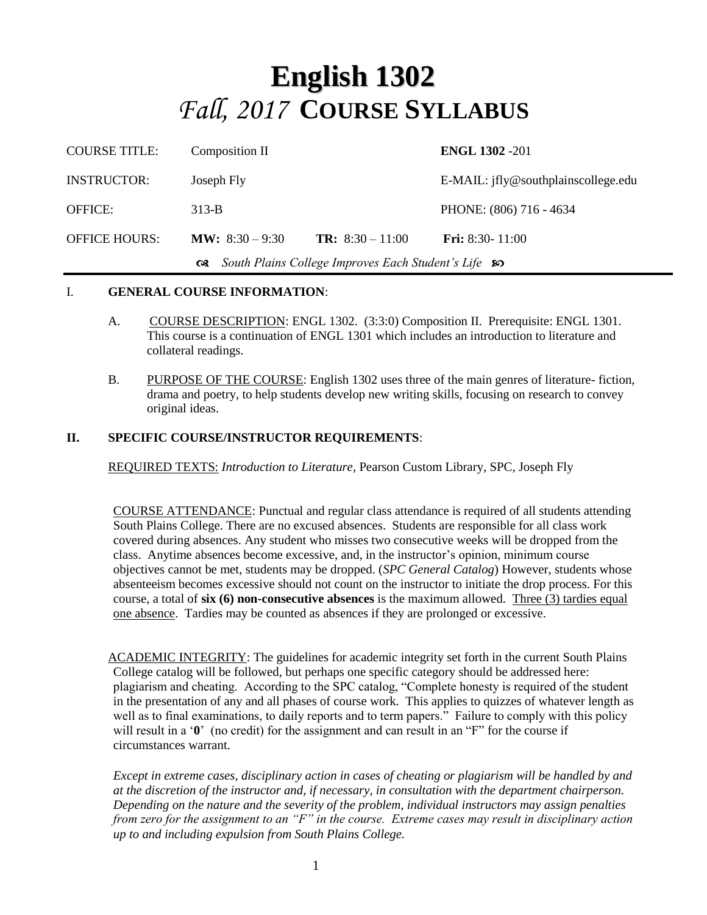# English 1302

# *Fall, 2017* COURSE SYLLABUS

| COURSE TITLE: | Composition II | | **ENGL 1302** -201 |
|---|---|---|---|
| INSTRUCTOR: | Joseph Fly | | E-MAIL: jfly@southplainscollege.edu |
| OFFICE: | 313-B | | PHONE: (806) 716 - 4634 |
| OFFICE HOURS: | **MW:** 8:30 – 9:30 | **TR:** 8:30 – 11:00 | **Fri:** 8:30- 11:00 |

*South Plains College Improves Each Student's Life*

## I. GENERAL COURSE INFORMATION:

A. COURSE DESCRIPTION: ENGL 1302. (3:3:0) Composition II. Prerequisite: ENGL 1301. This course is a continuation of ENGL 1301 which includes an introduction to literature and collateral readings.

B. PURPOSE OF THE COURSE: English 1302 uses three of the main genres of literature- fiction, drama and poetry, to help students develop new writing skills, focusing on research to convey original ideas.

## II. SPECIFIC COURSE/INSTRUCTOR REQUIREMENTS:

REQUIRED TEXTS: *Introduction to Literature*, Pearson Custom Library, SPC, Joseph Fly

COURSE ATTENDANCE: Punctual and regular class attendance is required of all students attending South Plains College. There are no excused absences. Students are responsible for all class work covered during absences. Any student who misses two consecutive weeks will be dropped from the class. Anytime absences become excessive, and, in the instructor's opinion, minimum course objectives cannot be met, students may be dropped. (*SPC General Catalog*) However, students whose absenteeism becomes excessive should not count on the instructor to initiate the drop process. For this course, a total of **six (6) non-consecutive absences** is the maximum allowed. Three (3) tardies equal one absence. Tardies may be counted as absences if they are prolonged or excessive.

ACADEMIC INTEGRITY: The guidelines for academic integrity set forth in the current South Plains College catalog will be followed, but perhaps one specific category should be addressed here: plagiarism and cheating. According to the SPC catalog, "Complete honesty is required of the student in the presentation of any and all phases of course work. This applies to quizzes of whatever length as well as to final examinations, to daily reports and to term papers." Failure to comply with this policy will result in a '**0**' (no credit) for the assignment and can result in an "F" for the course if circumstances warrant.

*Except in extreme cases, disciplinary action in cases of cheating or plagiarism will be handled by and at the discretion of the instructor and, if necessary, in consultation with the department chairperson. Depending on the nature and the severity of the problem, individual instructors may assign penalties from zero for the assignment to an "F" in the course. Extreme cases may result in disciplinary action up to and including expulsion from South Plains College.*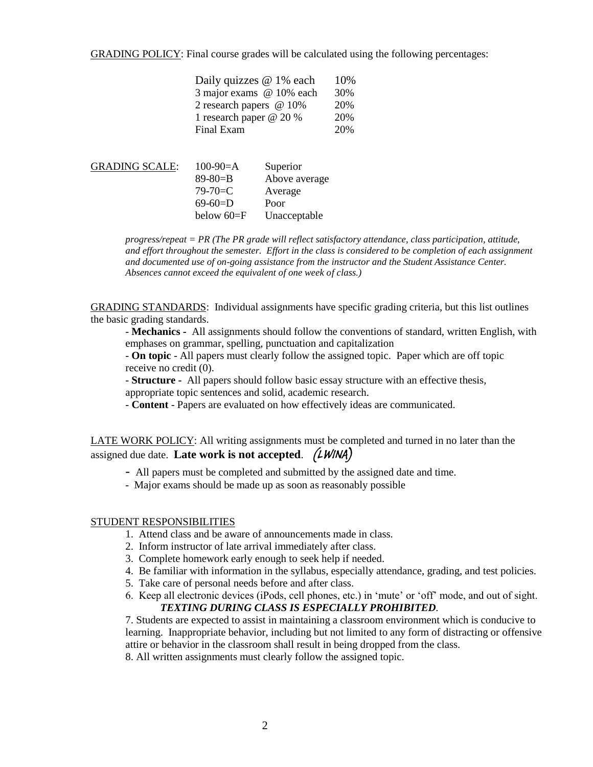GRADING POLICY: Final course grades will be calculated using the following percentages:

| | |
|---|---|
| Daily quizzes @ 1% each | 10% |
| 3 major exams @ 10% each | 30% |
| 2 research papers @ 10% | 20% |
| 1 research paper @ 20 % | 20% |
| Final Exam | 20% |

GRADING SCALE:

| | |
|---|---|
| 100-90=A | Superior |
| 89-80=B | Above average |
| 79-70=C | Average |
| 69-60=D | Poor |
| below 60=F | Unacceptable |

*progress/repeat = PR (The PR grade will reflect satisfactory attendance, class participation, attitude, and effort throughout the semester. Effort in the class is considered to be completion of each assignment and documented use of on-going assistance from the instructor and the Student Assistance Center. Absences cannot exceed the equivalent of one week of class.)*

GRADING STANDARDS: Individual assignments have specific grading criteria, but this list outlines the basic grading standards.

- **Mechanics -** All assignments should follow the conventions of standard, written English, with emphases on grammar, spelling, punctuation and capitalization
- **On topic** - All papers must clearly follow the assigned topic. Paper which are off topic receive no credit (0).
- **Structure -** All papers should follow basic essay structure with an effective thesis, appropriate topic sentences and solid, academic research.
- **Content** - Papers are evaluated on how effectively ideas are communicated.

LATE WORK POLICY: All writing assignments must be completed and turned in no later than the assigned due date. **Late work is not accepted**. *(LWINA)*

- All papers must be completed and submitted by the assigned date and time.
- Major exams should be made up as soon as reasonably possible

STUDENT RESPONSIBILITIES

1. Attend class and be aware of announcements made in class.
2. Inform instructor of late arrival immediately after class.
3. Complete homework early enough to seek help if needed.
4. Be familiar with information in the syllabus, especially attendance, grading, and test policies.
5. Take care of personal needs before and after class.
6. Keep all electronic devices (iPods, cell phones, etc.) in 'mute' or 'off' mode, and out of sight.
   ***TEXTING DURING CLASS IS ESPECIALLY PROHIBITED.***
7. Students are expected to assist in maintaining a classroom environment which is conducive to learning. Inappropriate behavior, including but not limited to any form of distracting or offensive attire or behavior in the classroom shall result in being dropped from the class.
8. All written assignments must clearly follow the assigned topic.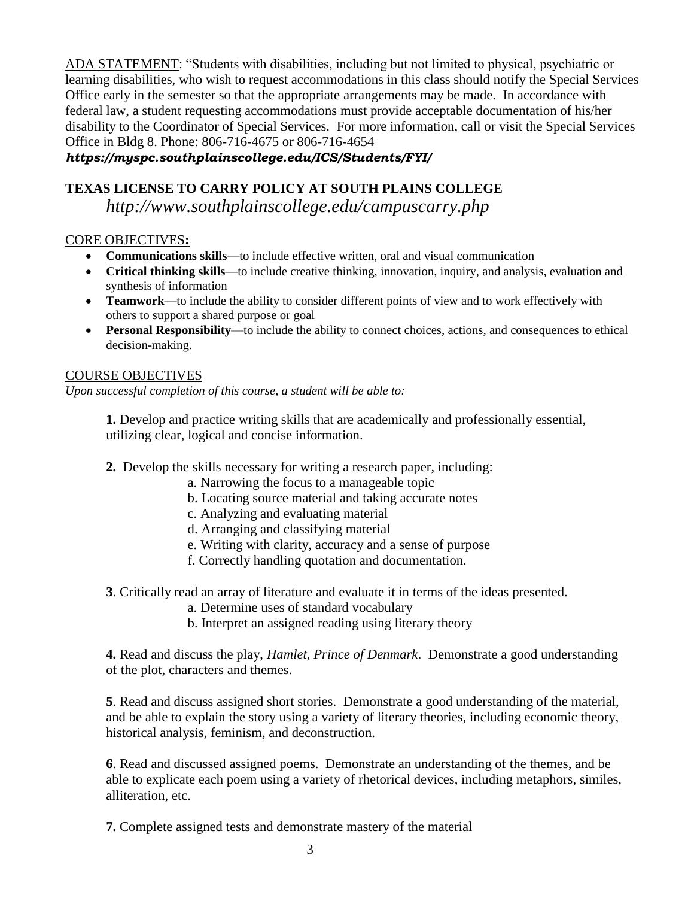ADA STATEMENT: "Students with disabilities, including but not limited to physical, psychiatric or learning disabilities, who wish to request accommodations in this class should notify the Special Services Office early in the semester so that the appropriate arrangements may be made. In accordance with federal law, a student requesting accommodations must provide acceptable documentation of his/her disability to the Coordinator of Special Services. For more information, call or visit the Special Services Office in Bldg 8. Phone: 806-716-4675 or 806-716-4654

***https://myspc.southplainscollege.edu/ICS/Students/FYI/***

**TEXAS LICENSE TO CARRY POLICY AT SOUTH PLAINS COLLEGE**

*http://www.southplainscollege.edu/campuscarry.php*

CORE OBJECTIVES**:**

- **Communications skills**—to include effective written, oral and visual communication
- **Critical thinking skills**—to include creative thinking, innovation, inquiry, and analysis, evaluation and synthesis of information
- **Teamwork**—to include the ability to consider different points of view and to work effectively with others to support a shared purpose or goal
- **Personal Responsibility**—to include the ability to connect choices, actions, and consequences to ethical decision-making.

COURSE OBJECTIVES

*Upon successful completion of this course, a student will be able to:*

**1.** Develop and practice writing skills that are academically and professionally essential, utilizing clear, logical and concise information.

**2.** Develop the skills necessary for writing a research paper, including:

a. Narrowing the focus to a manageable topic
b. Locating source material and taking accurate notes
c. Analyzing and evaluating material
d. Arranging and classifying material
e. Writing with clarity, accuracy and a sense of purpose
f. Correctly handling quotation and documentation.

**3**. Critically read an array of literature and evaluate it in terms of the ideas presented.

a. Determine uses of standard vocabulary
b. Interpret an assigned reading using literary theory

**4.** Read and discuss the play, *Hamlet, Prince of Denmark*. Demonstrate a good understanding of the plot, characters and themes.

**5**. Read and discuss assigned short stories. Demonstrate a good understanding of the material, and be able to explain the story using a variety of literary theories, including economic theory, historical analysis, feminism, and deconstruction.

**6**. Read and discussed assigned poems. Demonstrate an understanding of the themes, and be able to explicate each poem using a variety of rhetorical devices, including metaphors, similes, alliteration, etc.

**7.** Complete assigned tests and demonstrate mastery of the material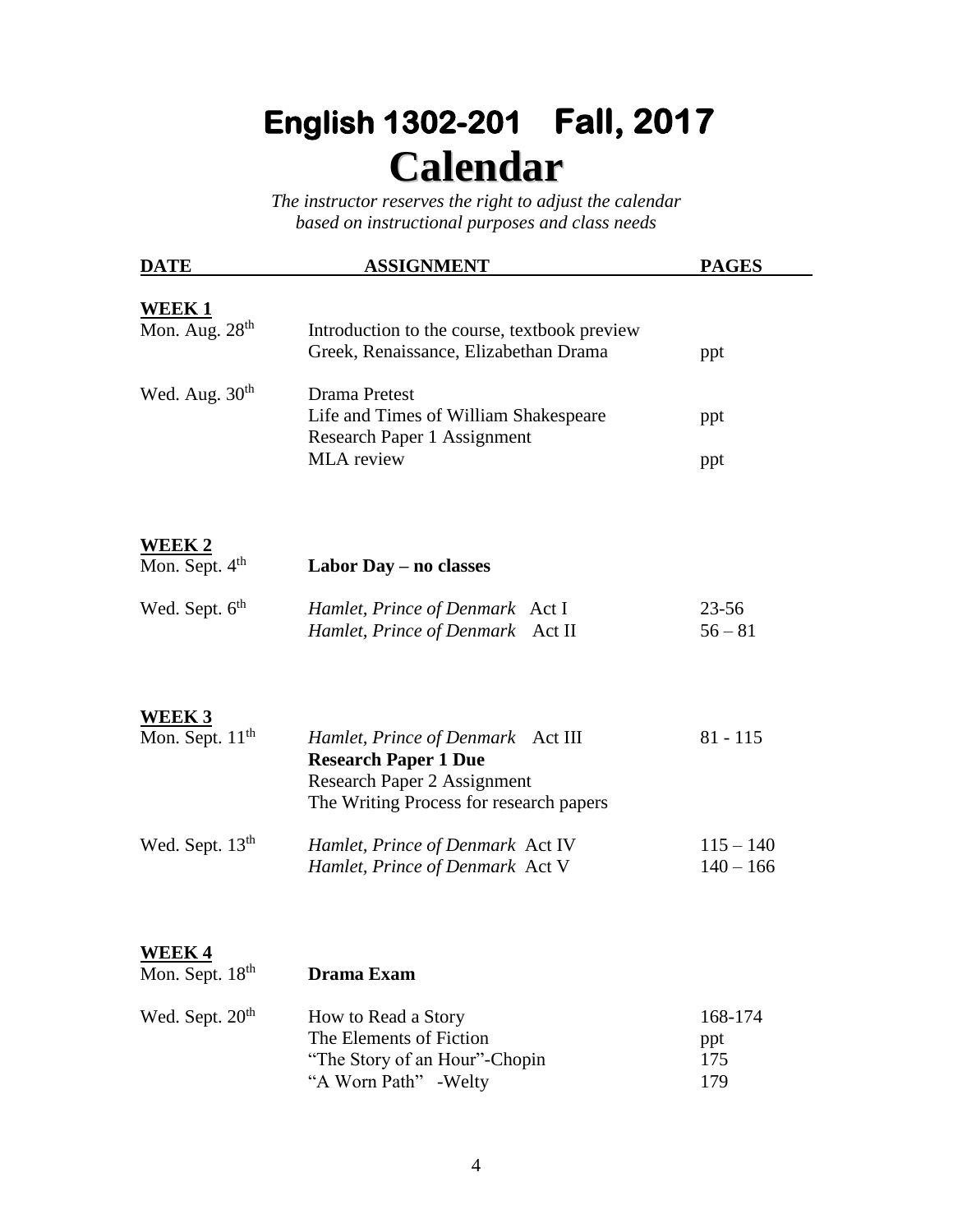# English 1302-201 Fall, 2017

# Calendar

*The instructor reserves the right to adjust the calendar based on instructional purposes and class needs*

| DATE | ASSIGNMENT | PAGES |
|---|---|---|
| **WEEK 1** | | |
| Mon. Aug. 28th | Introduction to the course, textbook preview | |
| | Greek, Renaissance, Elizabethan Drama | ppt |
| Wed. Aug. 30th | Drama Pretest | |
| | Life and Times of William Shakespeare | ppt |
| | Research Paper 1 Assignment | |
| | MLA review | ppt |
| **WEEK 2** | | |
| Mon. Sept. 4th | **Labor Day – no classes** | |
| Wed. Sept. 6th | *Hamlet, Prince of Denmark* Act I | 23-56 |
| | *Hamlet, Prince of Denmark* Act II | 56 – 81 |
| **WEEK 3** | | |
| Mon. Sept. 11th | *Hamlet, Prince of Denmark* Act III | 81 - 115 |
| | **Research Paper 1 Due** | |
| | Research Paper 2 Assignment | |
| | The Writing Process for research papers | |
| Wed. Sept. 13th | *Hamlet, Prince of Denmark* Act IV | 115 – 140 |
| | *Hamlet, Prince of Denmark* Act V | 140 – 166 |
| **WEEK 4** | | |
| Mon. Sept. 18th | **Drama Exam** | |
| Wed. Sept. 20th | How to Read a Story | 168-174 |
| | The Elements of Fiction | ppt |
| | "The Story of an Hour"-Chopin | 175 |
| | "A Worn Path" -Welty | 179 |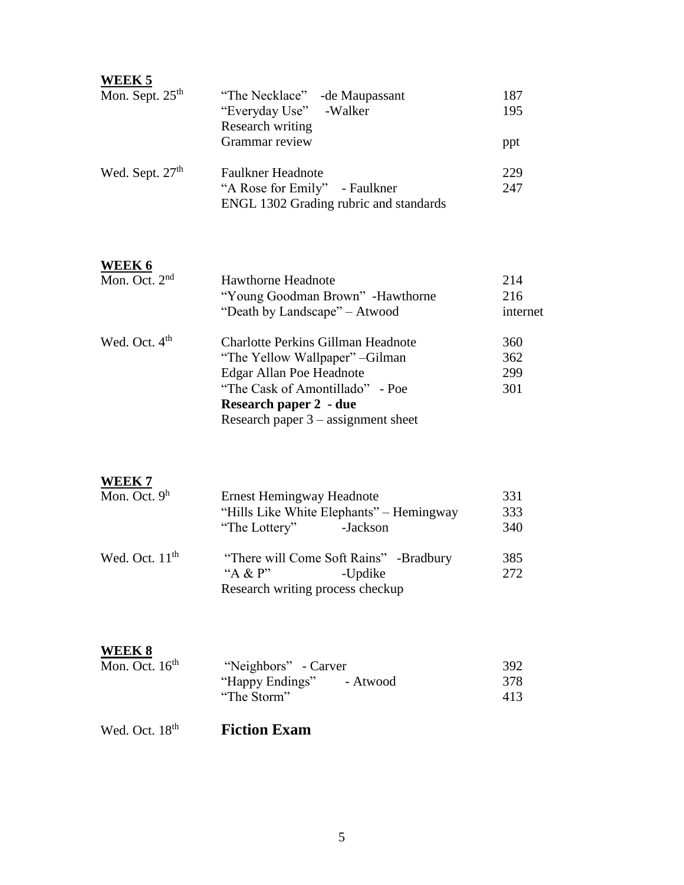**WEEK 5**

| | | |
|---|---|---|
| Mon. Sept. 25th | "The Necklace" -de Maupassant | 187 |
| | "Everyday Use" -Walker | 195 |
| | Research writing | |
| | Grammar review | ppt |
| Wed. Sept. 27th | Faulkner Headnote | 229 |
| | "A Rose for Emily" - Faulkner | 247 |
| | ENGL 1302 Grading rubric and standards | |

**WEEK 6**

| | | |
|---|---|---|
| Mon. Oct. 2nd | Hawthorne Headnote | 214 |
| | "Young Goodman Brown" -Hawthorne | 216 |
| | "Death by Landscape" – Atwood | internet |
| Wed. Oct. 4th | Charlotte Perkins Gillman Headnote | 360 |
| | "The Yellow Wallpaper" –Gilman | 362 |
| | Edgar Allan Poe Headnote | 299 |
| | "The Cask of Amontillado" - Poe | 301 |
| | **Research paper 2 - due** | |
| | Research paper 3 – assignment sheet | |

**WEEK 7**

| | | |
|---|---|---|
| Mon. Oct. 9h | Ernest Hemingway Headnote | 331 |
| | "Hills Like White Elephants" – Hemingway | 333 |
| | "The Lottery" -Jackson | 340 |
| Wed. Oct. 11th | "There will Come Soft Rains" -Bradbury | 385 |
| | "A & P" -Updike | 272 |
| | Research writing process checkup | |

**WEEK 8**

| | | |
|---|---|---|
| Mon. Oct. 16th | "Neighbors" - Carver | 392 |
| | "Happy Endings" - Atwood | 378 |
| | "The Storm" | 413 |
| Wed. Oct. 18th | **Fiction Exam** | |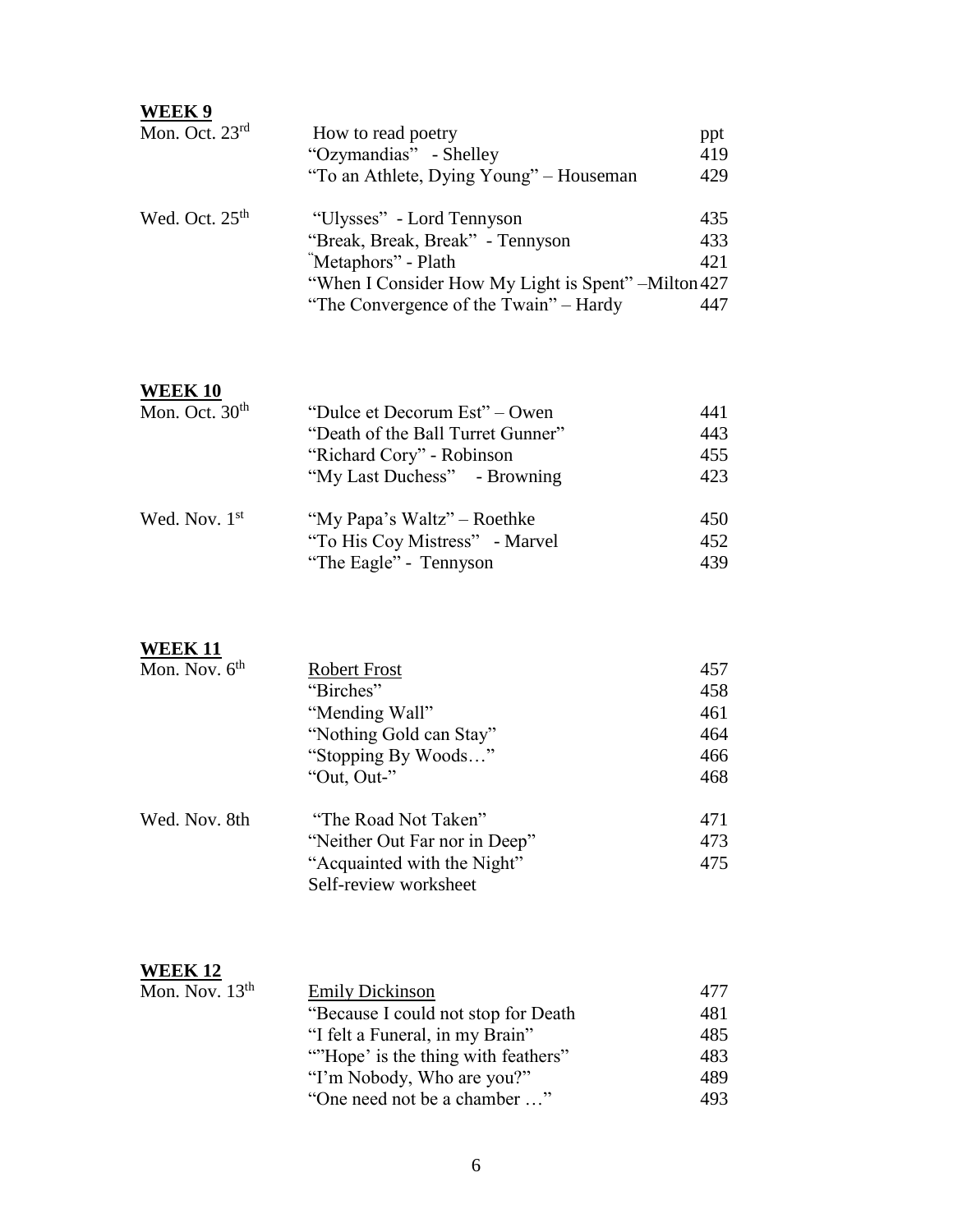**WEEK 9**

| | | |
|---|---|---|
| Mon. Oct. 23rd | How to read poetry | ppt |
| | "Ozymandias" - Shelley | 419 |
| | "To an Athlete, Dying Young" – Houseman | 429 |
| Wed. Oct. 25th | "Ulysses" - Lord Tennyson | 435 |
| | "Break, Break, Break" - Tennyson | 433 |
| | "Metaphors" - Plath | 421 |
| | "When I Consider How My Light is Spent" –Milton | 427 |
| | "The Convergence of the Twain" – Hardy | 447 |

**WEEK 10**

| | | |
|---|---|---|
| Mon. Oct. 30th | "Dulce et Decorum Est" – Owen | 441 |
| | "Death of the Ball Turret Gunner" | 443 |
| | "Richard Cory" - Robinson | 455 |
| | "My Last Duchess" - Browning | 423 |
| Wed. Nov. 1st | "My Papa's Waltz" – Roethke | 450 |
| | "To His Coy Mistress" - Marvel | 452 |
| | "The Eagle" - Tennyson | 439 |

**WEEK 11**

| | | |
|---|---|---|
| Mon. Nov. 6th | Robert Frost | 457 |
| | "Birches" | 458 |
| | "Mending Wall" | 461 |
| | "Nothing Gold can Stay" | 464 |
| | "Stopping By Woods…" | 466 |
| | "Out, Out-" | 468 |
| Wed. Nov. 8th | "The Road Not Taken" | 471 |
| | "Neither Out Far nor in Deep" | 473 |
| | "Acquainted with the Night" | 475 |
| | Self-review worksheet | |

**WEEK 12**

| | | |
|---|---|---|
| Mon. Nov. 13th | Emily Dickinson | 477 |
| | "Because I could not stop for Death | 481 |
| | "I felt a Funeral, in my Brain" | 485 |
| | ""Hope' is the thing with feathers" | 483 |
| | "I'm Nobody, Who are you?" | 489 |
| | "One need not be a chamber …" | 493 |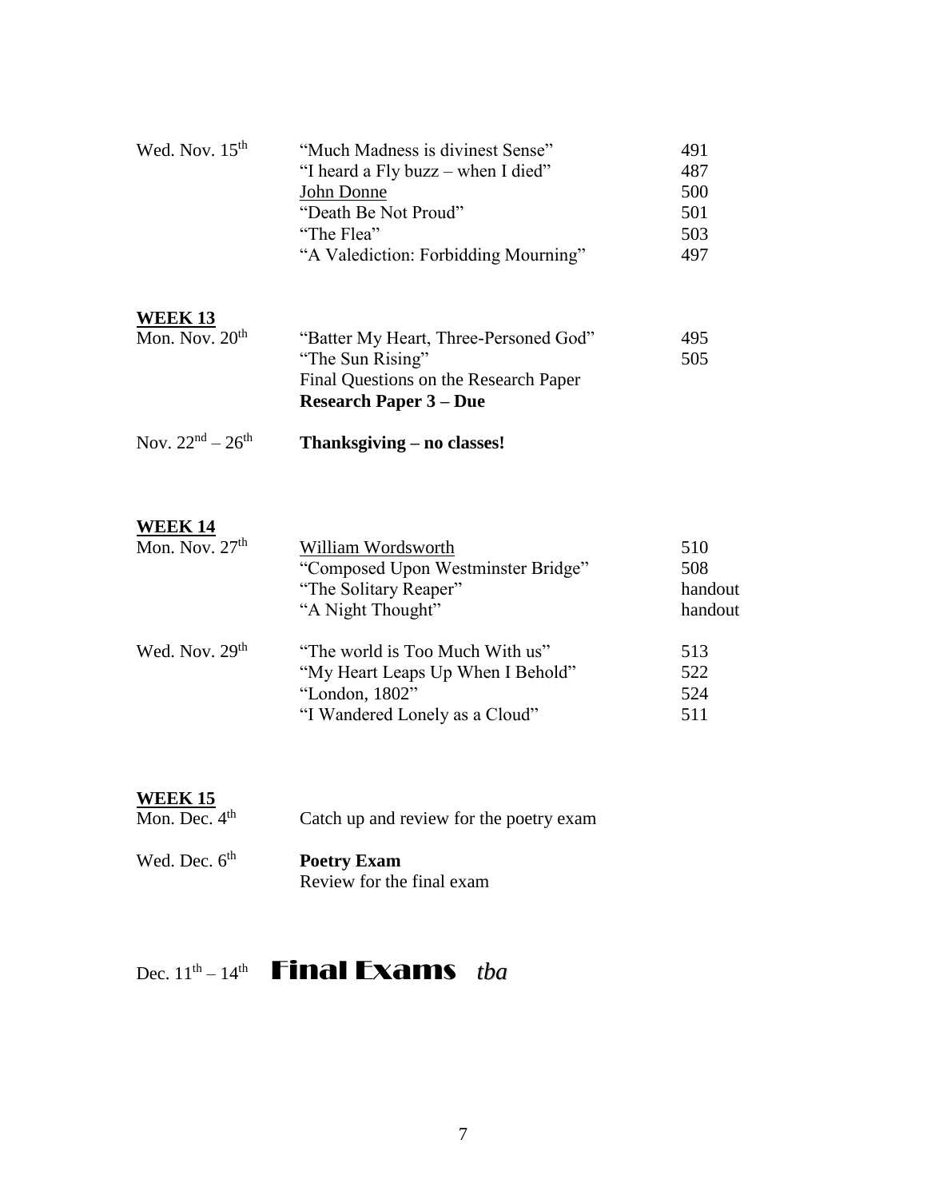| | | |
|---|---|---|
| Wed. Nov. 15th | "Much Madness is divinest Sense" | 491 |
| | "I heard a Fly buzz – when I died" | 487 |
| | John Donne | 500 |
| | "Death Be Not Proud" | 501 |
| | "The Flea" | 503 |
| | "A Valediction: Forbidding Mourning" | 497 |

**WEEK 13**

| | | |
|---|---|---|
| Mon. Nov. 20th | "Batter My Heart, Three-Personed God" | 495 |
| | "The Sun Rising" | 505 |
| | Final Questions on the Research Paper | |
| | **Research Paper 3 – Due** | |
| Nov. 22nd – 26th | **Thanksgiving – no classes!** | |

**WEEK 14**

| | | |
|---|---|---|
| Mon. Nov. 27th | William Wordsworth | 510 |
| | "Composed Upon Westminster Bridge" | 508 |
| | "The Solitary Reaper" | handout |
| | "A Night Thought" | handout |
| Wed. Nov. 29th | "The world is Too Much With us" | 513 |
| | "My Heart Leaps Up When I Behold" | 522 |
| | "London, 1802" | 524 |
| | "I Wandered Lonely as a Cloud" | 511 |

**WEEK 15**

| | |
|---|---|
| Mon. Dec. 4th | Catch up and review for the poetry exam |
| Wed. Dec. 6th | **Poetry Exam** |
| | Review for the final exam |

Dec. 11th – 14th **Final Exams** *tba*